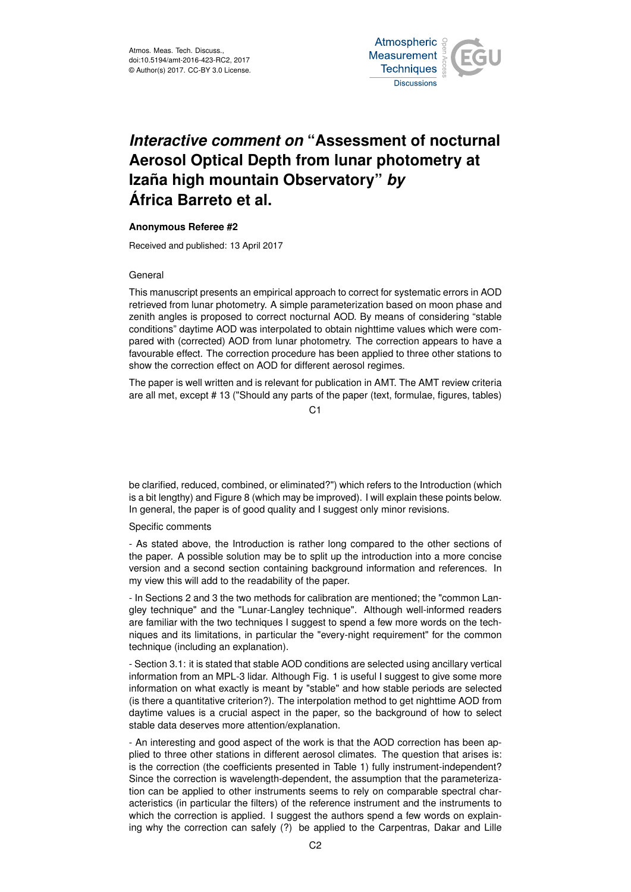# *Interactive comment on* "Assessment of nocturnal Aerosol Optical Depth from lunar photometry at Izaña high mountain Observatory" *by* África Barreto et al.

**Anonymous Referee #2**

Received and published: 13 April 2017

General

This manuscript presents an empirical approach to correct for systematic errors in AOD retrieved from lunar photometry. A simple parameterization based on moon phase and zenith angles is proposed to correct nocturnal AOD. By means of considering "stable conditions" daytime AOD was interpolated to obtain nighttime values which were compared with (corrected) AOD from lunar photometry. The correction appears to have a favourable effect. The correction procedure has been applied to three other stations to show the correction effect on AOD for different aerosol regimes.

The paper is well written and is relevant for publication in AMT. The AMT review criteria are all met, except # 13 ("Should any parts of the paper (text, formulae, figures, tables) be clarified, reduced, combined, or eliminated?") which refers to the Introduction (which is a bit lengthy) and Figure 8 (which may be improved). I will explain these points below. In general, the paper is of good quality and I suggest only minor revisions.

Specific comments

- As stated above, the Introduction is rather long compared to the other sections of the paper. A possible solution may be to split up the introduction into a more concise version and a second section containing background information and references. In my view this will add to the readability of the paper.

- In Sections 2 and 3 the two methods for calibration are mentioned; the "common Langley technique" and the "Lunar-Langley technique". Although well-informed readers are familiar with the two techniques I suggest to spend a few more words on the techniques and its limitations, in particular the "every-night requirement" for the common technique (including an explanation).

- Section 3.1: it is stated that stable AOD conditions are selected using ancillary vertical information from an MPL-3 lidar. Although Fig. 1 is useful I suggest to give some more information on what exactly is meant by "stable" and how stable periods are selected (is there a quantitative criterion?). The interpolation method to get nighttime AOD from daytime values is a crucial aspect in the paper, so the background of how to select stable data deserves more attention/explanation.

- An interesting and good aspect of the work is that the AOD correction has been applied to three other stations in different aerosol climates. The question that arises is: is the correction (the coefficients presented in Table 1) fully instrument-independent? Since the correction is wavelength-dependent, the assumption that the parameterization can be applied to other instruments seems to rely on comparable spectral characteristics (in particular the filters) of the reference instrument and the instruments to which the correction is applied. I suggest the authors spend a few words on explaining why the correction can safely (?) be applied to the Carpentras, Dakar and Lille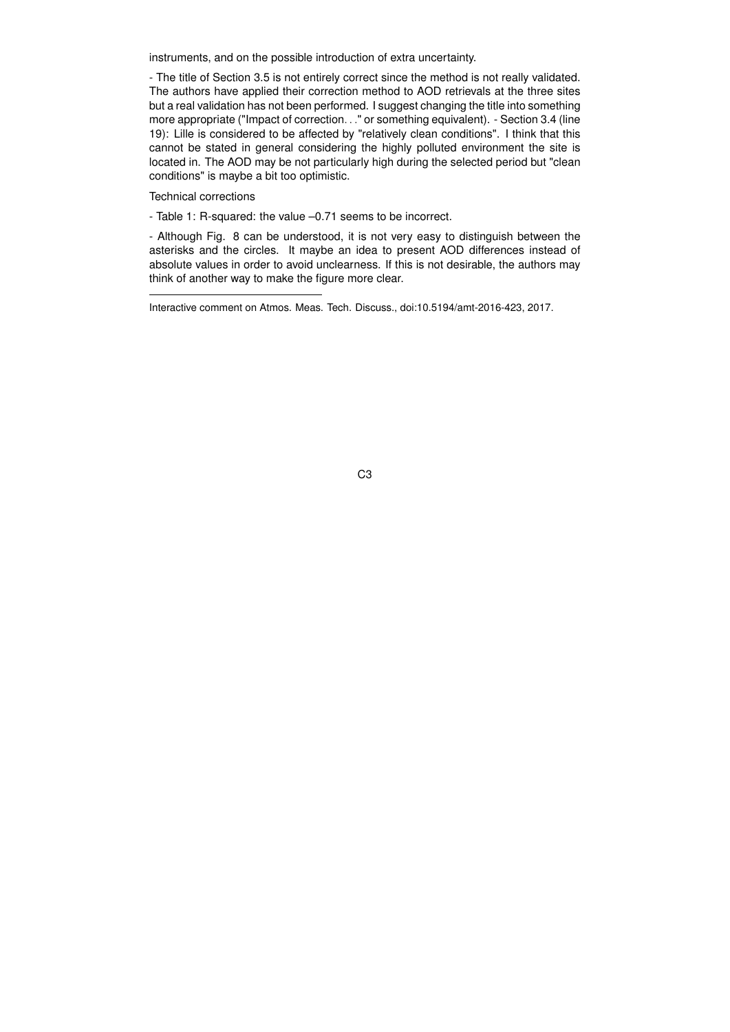instruments, and on the possible introduction of extra uncertainty.

- The title of Section 3.5 is not entirely correct since the method is not really validated. The authors have applied their correction method to AOD retrievals at the three sites but a real validation has not been performed. I suggest changing the title into something more appropriate ("Impact of correction. . ." or something equivalent). - Section 3.4 (line 19): Lille is considered to be affected by "relatively clean conditions". I think that this cannot be stated in general considering the highly polluted environment the site is located in. The AOD may be not particularly high during the selected period but "clean conditions" is maybe a bit too optimistic.

Technical corrections

- Table 1: R-squared: the value –0.71 seems to be incorrect.

- Although Fig. 8 can be understood, it is not very easy to distinguish between the asterisks and the circles. It maybe an idea to present AOD differences instead of absolute values in order to avoid unclearness. If this is not desirable, the authors may think of another way to make the figure more clear.

---

Interactive comment on Atmos. Meas. Tech. Discuss., doi:10.5194/amt-2016-423, 2017.